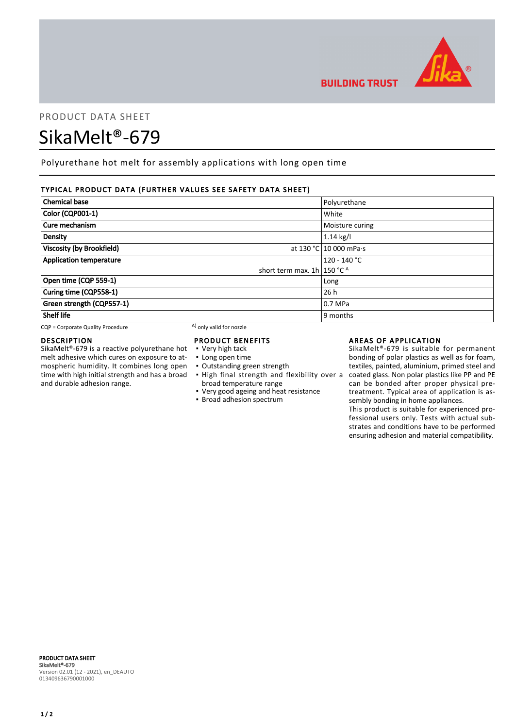PRODUCT DATA SHEET

# SikaMelt®-679

Polyurethane hot melt for assembly applications with long open time

## TYPICAL PRODUCT DATA (FURTHER VALUES SEE SAFETY DATA SHEET)

| | | |
|---|---|---|
| **Chemical base** | | Polyurethane |
| **Color (CQP001-1)** | | White |
| **Cure mechanism** | | Moisture curing |
| **Density** | | 1.14 kg/l |
| **Viscosity (by Brookfield)** | at 130 °C | 10 000 mPa·s |
| **Application temperature** | | 120 - 140 °C |
| | short term max. 1h | 150 °C [A] |
| **Open time (CQP 559-1)** | | Long |
| **Curing time (CQP558-1)** | | 26 h |
| **Green strength (CQP557-1)** | | 0.7 MPa |
| **Shelf life** | | 9 months |

CQP = Corporate Quality Procedure    A) only valid for nozzle

## DESCRIPTION

SikaMelt®-679 is a reactive polyurethane hot melt adhesive which cures on exposure to atmospheric humidity. It combines long open time with high initial strength and has a broad and durable adhesion range.

## PRODUCT BENEFITS

- Very high tack
- Long open time
- Outstanding green strength
- High final strength and flexibility over a broad temperature range
- Very good ageing and heat resistance
- Broad adhesion spectrum

## AREAS OF APPLICATION

SikaMelt®-679 is suitable for permanent bonding of polar plastics as well as for foam, textiles, painted, aluminium, primed steel and coated glass. Non polar plastics like PP and PE can be bonded after proper physical pretreatment. Typical area of application is assembly bonding in home appliances.

This product is suitable for experienced professional users only. Tests with actual substrates and conditions have to be performed ensuring adhesion and material compatibility.

**PRODUCT DATA SHEET**
**SikaMelt®-679**
Version 02.01 (12 - 2021), en_DEAUTO
013409636790001000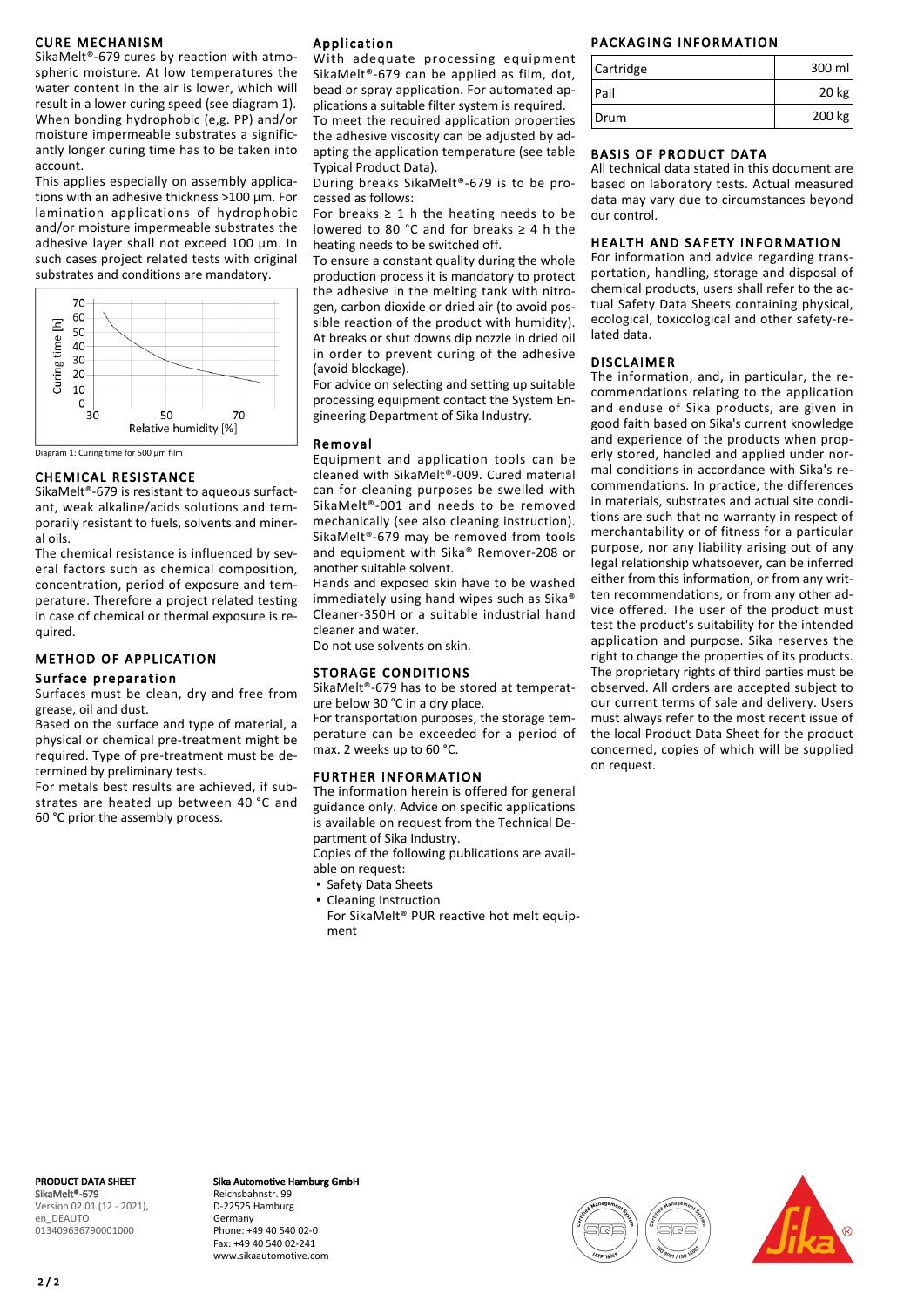## CURE MECHANISM

SikaMelt®-679 cures by reaction with atmospheric moisture. At low temperatures the water content in the air is lower, which will result in a lower curing speed (see diagram 1). When bonding hydrophobic (e,g. PP) and/or moisture impermeable substrates a significantly longer curing time has to be taken into account.

This applies especially on assembly applications with an adhesive thickness >100 µm. For lamination applications of hydrophobic and/or moisture impermeable substrates the adhesive layer shall not exceed 100 µm. In such cases project related tests with original substrates and conditions are mandatory.

Curing time [h]
70
60
50
40
30
20
10
0
30
50
70
Relative humidity [%]

Diagram 1: Curing time for 500 µm film

## CHEMICAL RESISTANCE

SikaMelt®-679 is resistant to aqueous surfactant, weak alkaline/acids solutions and temporarily resistant to fuels, solvents and mineral oils.

The chemical resistance is influenced by several factors such as chemical composition, concentration, period of exposure and temperature. Therefore a project related testing in case of chemical or thermal exposure is required.

## METHOD OF APPLICATION

### Surface preparation

Surfaces must be clean, dry and free from grease, oil and dust.

Based on the surface and type of material, a physical or chemical pre-treatment might be required. Type of pre-treatment must be determined by preliminary tests.

For metals best results are achieved, if substrates are heated up between 40 °C and 60 °C prior the assembly process.

### Application

With adequate processing equipment SikaMelt®-679 can be applied as film, dot, bead or spray application. For automated applications a suitable filter system is required.

To meet the required application properties the adhesive viscosity can be adjusted by adapting the application temperature (see table Typical Product Data).

During breaks SikaMelt®-679 is to be processed as follows:

For breaks ≥ 1 h the heating needs to be lowered to 80 °C and for breaks ≥ 4 h the heating needs to be switched off.

To ensure a constant quality during the whole production process it is mandatory to protect the adhesive in the melting tank with nitrogen, carbon dioxide or dried air (to avoid possible reaction of the product with humidity). At breaks or shut downs dip nozzle in dried oil in order to prevent curing of the adhesive (avoid blockage).

For advice on selecting and setting up suitable processing equipment contact the System Engineering Department of Sika Industry.

### Removal

Equipment and application tools can be cleaned with SikaMelt®-009. Cured material can for cleaning purposes be swelled with SikaMelt®-001 and needs to be removed mechanically (see also cleaning instruction). SikaMelt®-679 may be removed from tools and equipment with Sika® Remover-208 or another suitable solvent.

Hands and exposed skin have to be washed immediately using hand wipes such as Sika® Cleaner-350H or a suitable industrial hand cleaner and water.

Do not use solvents on skin.

## STORAGE CONDITIONS

SikaMelt®-679 has to be stored at temperature below 30 °C in a dry place.

For transportation purposes, the storage temperature can be exceeded for a period of max. 2 weeks up to 60 °C.

## FURTHER INFORMATION

The information herein is offered for general guidance only. Advice on specific applications is available on request from the Technical Department of Sika Industry.

Copies of the following publications are available on request:

- Safety Data Sheets
- Cleaning Instruction
  For SikaMelt® PUR reactive hot melt equipment

## PACKAGING INFORMATION

| | |
|---|---|
| Cartridge | 300 ml |
| Pail | 20 kg |
| Drum | 200 kg |

## BASIS OF PRODUCT DATA

All technical data stated in this document are based on laboratory tests. Actual measured data may vary due to circumstances beyond our control.

## HEALTH AND SAFETY INFORMATION

For information and advice regarding transportation, handling, storage and disposal of chemical products, users shall refer to the actual Safety Data Sheets containing physical, ecological, toxicological and other safety-related data.

## DISCLAIMER

The information, and, in particular, the recommendations relating to the application and enduse of Sika products, are given in good faith based on Sika's current knowledge and experience of the products when properly stored, handled and applied under normal conditions in accordance with Sika's recommendations. In practice, the differences in materials, substrates and actual site conditions are such that no warranty in respect of merchantability or of fitness for a particular purpose, nor any liability arising out of any legal relationship whatsoever, can be inferred either from this information, or from any written recommendations, or from any other advice offered. The user of the product must test the product's suitability for the intended application and purpose. Sika reserves the right to change the properties of its products. The proprietary rights of third parties must be observed. All orders are accepted subject to our current terms of sale and delivery. Users must always refer to the most recent issue of the local Product Data Sheet for the product concerned, copies of which will be supplied on request.

**PRODUCT DATA SHEET**
**SikaMelt®-679**
Version 02.01 (12 - 2021), en_DEAUTO
013409636790001000

**Sika Automotive Hamburg GmbH**
Reichsbahnstr. 99
D-22525 Hamburg
Germany
Phone: +49 40 540 02-0
Fax: +49 40 540 02-241
www.sikaautomotive.com